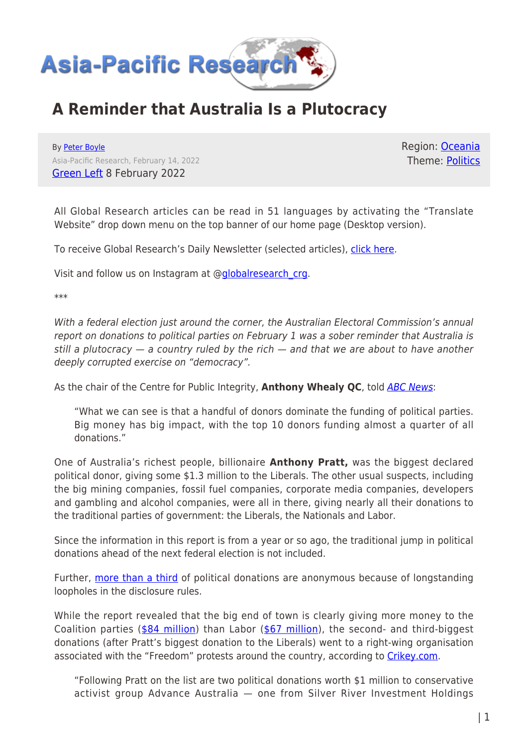# A Reminder that Australia Is a Plutocracy

By Peter Boyle
Asia-Pacific Research, February 14, 2022
Green Left 8 February 2022

Region: Oceania
Theme: Politics

All Global Research articles can be read in 51 languages by activating the "Translate Website" drop down menu on the top banner of our home page (Desktop version).

To receive Global Research's Daily Newsletter (selected articles), click here.

Visit and follow us on Instagram at @globalresearch_crg.

***

*With a federal election just around the corner, the Australian Electoral Commission's annual report on donations to political parties on February 1 was a sober reminder that Australia is still a plutocracy — a country ruled by the rich — and that we are about to have another deeply corrupted exercise on "democracy".*

As the chair of the Centre for Public Integrity, **Anthony Whealy QC**, told *ABC News*:

> "What we can see is that a handful of donors dominate the funding of political parties. Big money has big impact, with the top 10 donors funding almost a quarter of all donations."

One of Australia's richest people, billionaire **Anthony Pratt,** was the biggest declared political donor, giving some $1.3 million to the Liberals. The other usual suspects, including the big mining companies, fossil fuel companies, corporate media companies, developers and gambling and alcohol companies, were all in there, giving nearly all their donations to the traditional parties of government: the Liberals, the Nationals and Labor.

Since the information in this report is from a year or so ago, the traditional jump in political donations ahead of the next federal election is not included.

Further, more than a third of political donations are anonymous because of longstanding loopholes in the disclosure rules.

While the report revealed that the big end of town is clearly giving more money to the Coalition parties ($84 million) than Labor ($67 million), the second- and third-biggest donations (after Pratt's biggest donation to the Liberals) went to a right-wing organisation associated with the "Freedom" protests around the country, according to Crikey.com.

> "Following Pratt on the list are two political donations worth $1 million to conservative activist group Advance Australia — one from Silver River Investment Holdings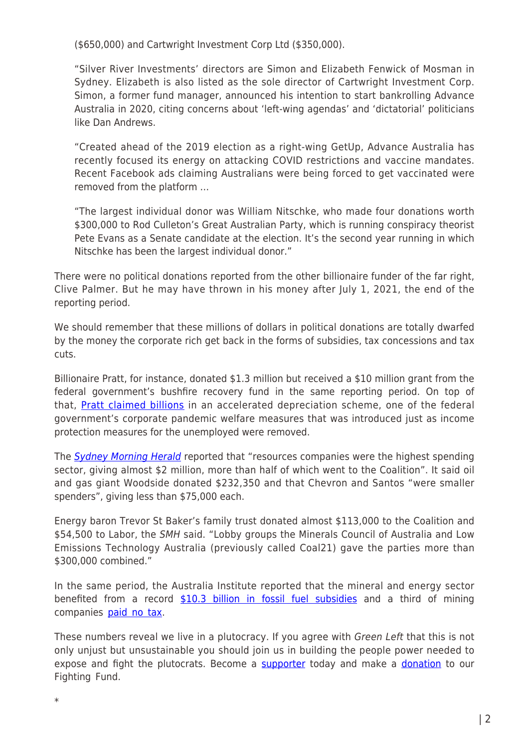($650,000) and Cartwright Investment Corp Ltd ($350,000).

> "Silver River Investments' directors are Simon and Elizabeth Fenwick of Mosman in Sydney. Elizabeth is also listed as the sole director of Cartwright Investment Corp. Simon, a former fund manager, announced his intention to start bankrolling Advance Australia in 2020, citing concerns about 'left-wing agendas' and 'dictatorial' politicians like Dan Andrews.
>
> "Created ahead of the 2019 election as a right-wing GetUp, Advance Australia has recently focused its energy on attacking COVID restrictions and vaccine mandates. Recent Facebook ads claiming Australians were being forced to get vaccinated were removed from the platform …
>
> "The largest individual donor was William Nitschke, who made four donations worth $300,000 to Rod Culleton's Great Australian Party, which is running conspiracy theorist Pete Evans as a Senate candidate at the election. It's the second year running in which Nitschke has been the largest individual donor."

There were no political donations reported from the other billionaire funder of the far right, Clive Palmer. But he may have thrown in his money after July 1, 2021, the end of the reporting period.

We should remember that these millions of dollars in political donations are totally dwarfed by the money the corporate rich get back in the forms of subsidies, tax concessions and tax cuts.

Billionaire Pratt, for instance, donated $1.3 million but received a $10 million grant from the federal government's bushfire recovery fund in the same reporting period. On top of that, Pratt claimed billions in an accelerated depreciation scheme, one of the federal government's corporate pandemic welfare measures that was introduced just as income protection measures for the unemployed were removed.

The *Sydney Morning Herald* reported that "resources companies were the highest spending sector, giving almost $2 million, more than half of which went to the Coalition". It said oil and gas giant Woodside donated $232,350 and that Chevron and Santos "were smaller spenders", giving less than $75,000 each.

Energy baron Trevor St Baker's family trust donated almost $113,000 to the Coalition and $54,500 to Labor, the *SMH* said. "Lobby groups the Minerals Council of Australia and Low Emissions Technology Australia (previously called Coal21) gave the parties more than $300,000 combined."

In the same period, the Australia Institute reported that the mineral and energy sector benefited from a record $10.3 billion in fossil fuel subsidies and a third of mining companies paid no tax.

These numbers reveal we live in a plutocracy. If you agree with *Green Left* that this is not only unjust but unsustainable you should join us in building the people power needed to expose and fight the plutocrats. Become a supporter today and make a donation to our Fighting Fund.

*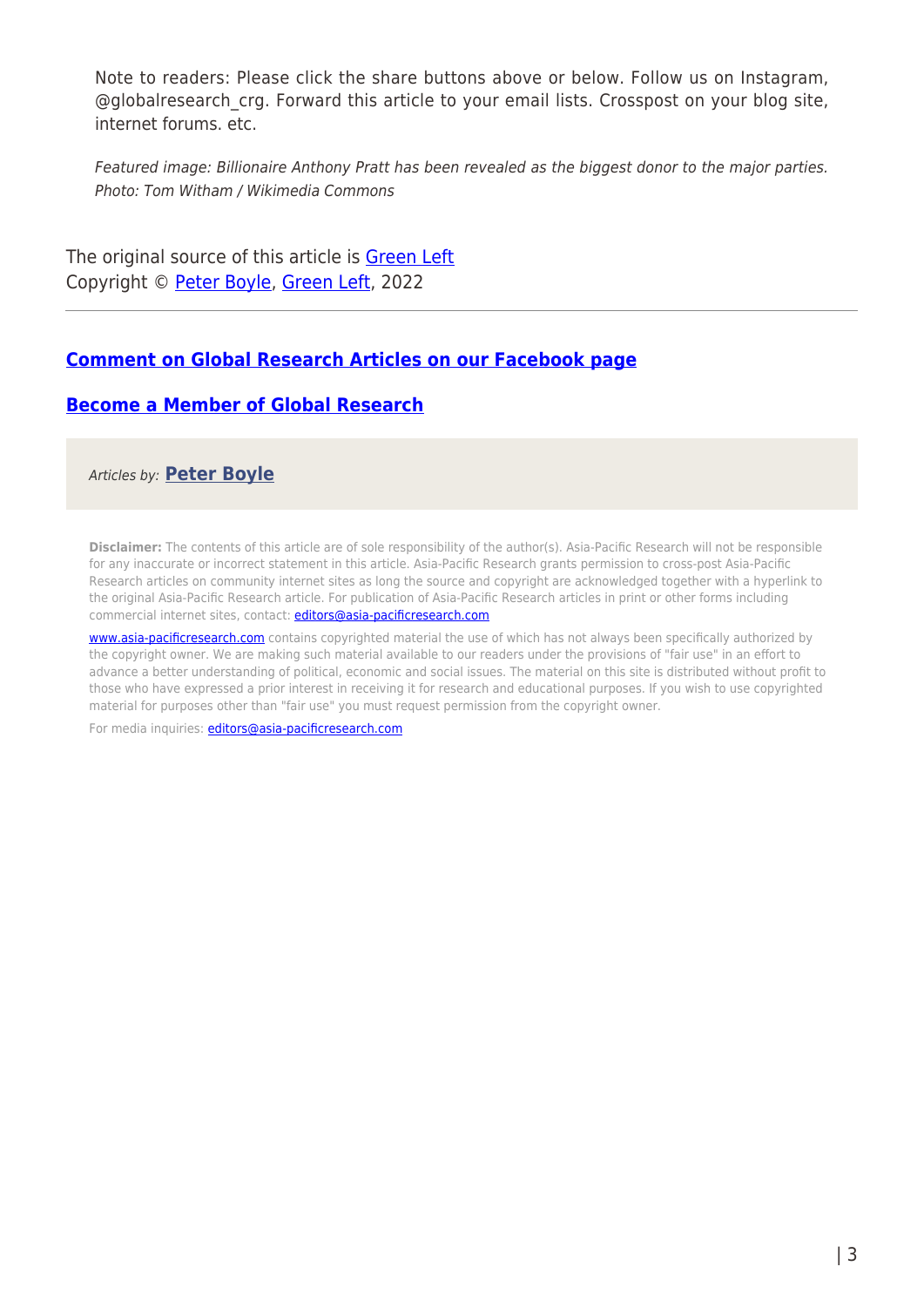Note to readers: Please click the share buttons above or below. Follow us on Instagram, @globalresearch_crg. Forward this article to your email lists. Crosspost on your blog site, internet forums. etc.

*Featured image: Billionaire Anthony Pratt has been revealed as the biggest donor to the major parties. Photo: Tom Witham / Wikimedia Commons*

The original source of this article is Green Left
Copyright © Peter Boyle, Green Left, 2022

---

**Comment on Global Research Articles on our Facebook page**

**Become a Member of Global Research**

*Articles by:* **Peter Boyle**

**Disclaimer:** The contents of this article are of sole responsibility of the author(s). Asia-Pacific Research will not be responsible for any inaccurate or incorrect statement in this article. Asia-Pacific Research grants permission to cross-post Asia-Pacific Research articles on community internet sites as long the source and copyright are acknowledged together with a hyperlink to the original Asia-Pacific Research article. For publication of Asia-Pacific Research articles in print or other forms including commercial internet sites, contact: editors@asia-pacificresearch.com

www.asia-pacificresearch.com contains copyrighted material the use of which has not always been specifically authorized by the copyright owner. We are making such material available to our readers under the provisions of "fair use" in an effort to advance a better understanding of political, economic and social issues. The material on this site is distributed without profit to those who have expressed a prior interest in receiving it for research and educational purposes. If you wish to use copyrighted material for purposes other than "fair use" you must request permission from the copyright owner.

For media inquiries: editors@asia-pacificresearch.com